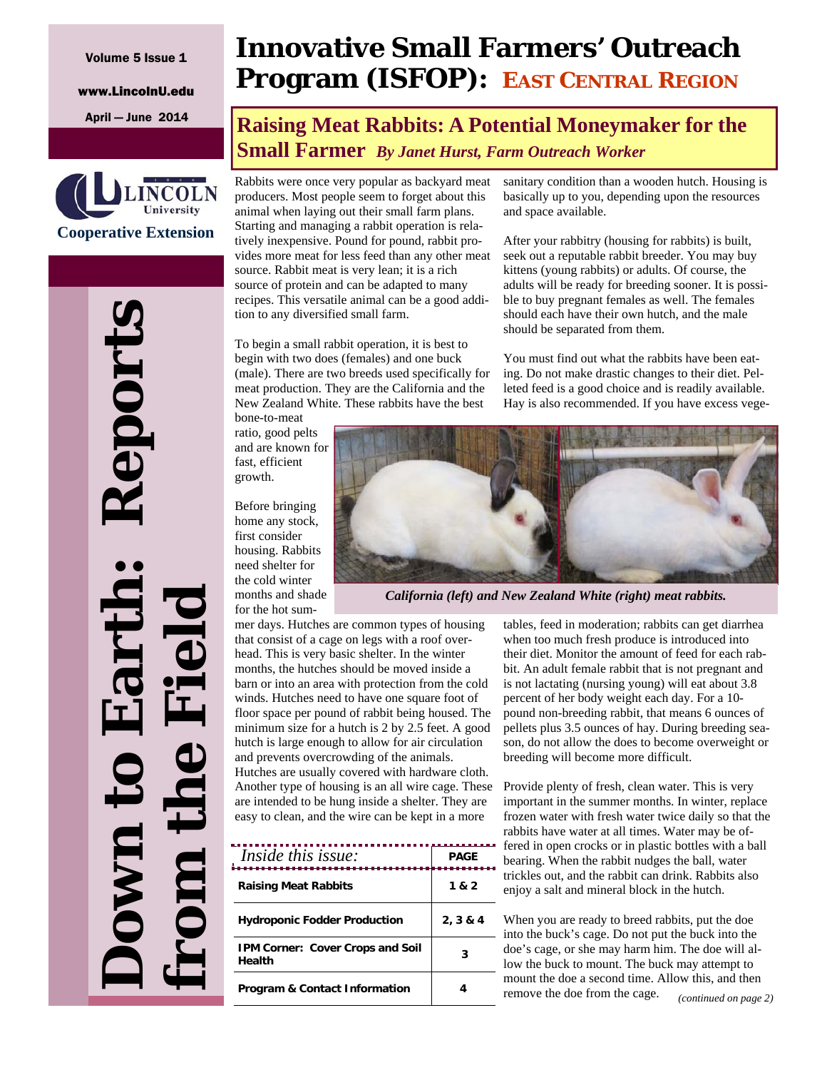Volume 5 Issue 1

www.LincolnU.edu

April — June 2014

Lincoln University Cooperative Extension

**Down to Earth: Reports from the Field**

# Innovative Small Farmers' Outreach Program (ISFOP): EAST CENTRAL REGION

## Raising Meat Rabbits: A Potential Moneymaker for the Small Farmer *By Janet Hurst, Farm Outreach Worker*

Rabbits were once very popular as backyard meat producers. Most people seem to forget about this animal when laying out their small farm plans. Starting and managing a rabbit operation is relatively inexpensive. Pound for pound, rabbit provides more meat for less feed than any other meat source. Rabbit meat is very lean; it is a rich source of protein and can be adapted to many recipes. This versatile animal can be a good addition to any diversified small farm.

To begin a small rabbit operation, it is best to begin with two does (females) and one buck (male). There are two breeds used specifically for meat production. They are the California and the New Zealand White. These rabbits have the best bone-to-meat ratio, good pelts and are known for fast, efficient growth.

Before bringing home any stock, first consider housing. Rabbits need shelter for the cold winter months and shade for the hot summer days. Hutches are common types of housing that consist of a cage on legs with a roof overhead. This is very basic shelter. In the winter months, the hutches should be moved inside a barn or into an area with protection from the cold winds. Hutches need to have one square foot of floor space per pound of rabbit being housed. The minimum size for a hutch is 2 by 2.5 feet. A good hutch is large enough to allow for air circulation and prevents overcrowding of the animals. Hutches are usually covered with hardware cloth. Another type of housing is an all wire cage. These are intended to be hung inside a shelter. They are easy to clean, and the wire can be kept in a more sanitary condition than a wooden hutch. Housing is basically up to you, depending upon the resources and space available.

After your rabbitry (housing for rabbits) is built, seek out a reputable rabbit breeder. You may buy kittens (young rabbits) or adults. Of course, the adults will be ready for breeding sooner. It is possible to buy pregnant females as well. The females should each have their own hutch, and the male should be separated from them.

You must find out what the rabbits have been eating. Do not make drastic changes to their diet. Pelleted feed is a good choice and is readily available. Hay is also recommended. If you have excess vegetables, feed in moderation; rabbits can get diarrhea when too much fresh produce is introduced into their diet. Monitor the amount of feed for each rabbit. An adult female rabbit that is not pregnant and is not lactating (nursing young) will eat about 3.8 percent of her body weight each day. For a 10-pound non-breeding rabbit, that means 6 ounces of pellets plus 3.5 ounces of hay. During breeding season, do not allow the does to become overweight or breeding will become more difficult.

*California (left) and New Zealand White (right) meat rabbits.*

Provide plenty of fresh, clean water. This is very important in the summer months. In winter, replace frozen water with fresh water twice daily so that the rabbits have water at all times. Water may be offered in open crocks or in plastic bottles with a ball bearing. When the rabbit nudges the ball, water trickles out, and the rabbit can drink. Rabbits also enjoy a salt and mineral block in the hutch.

When you are ready to breed rabbits, put the doe into the buck's cage. Do not put the buck into the doe's cage, or she may harm him. The doe will allow the buck to mount. The buck may attempt to mount the doe a second time. Allow this, and then remove the doe from the cage. *(continued on page 2)*

| *Inside this issue:* | PAGE |
|---|---|
| **Raising Meat Rabbits** | 1 & 2 |
| **Hydroponic Fodder Production** | 2, 3 & 4 |
| **IPM Corner: Cover Crops and Soil Health** | 3 |
| **Program & Contact Information** | 4 |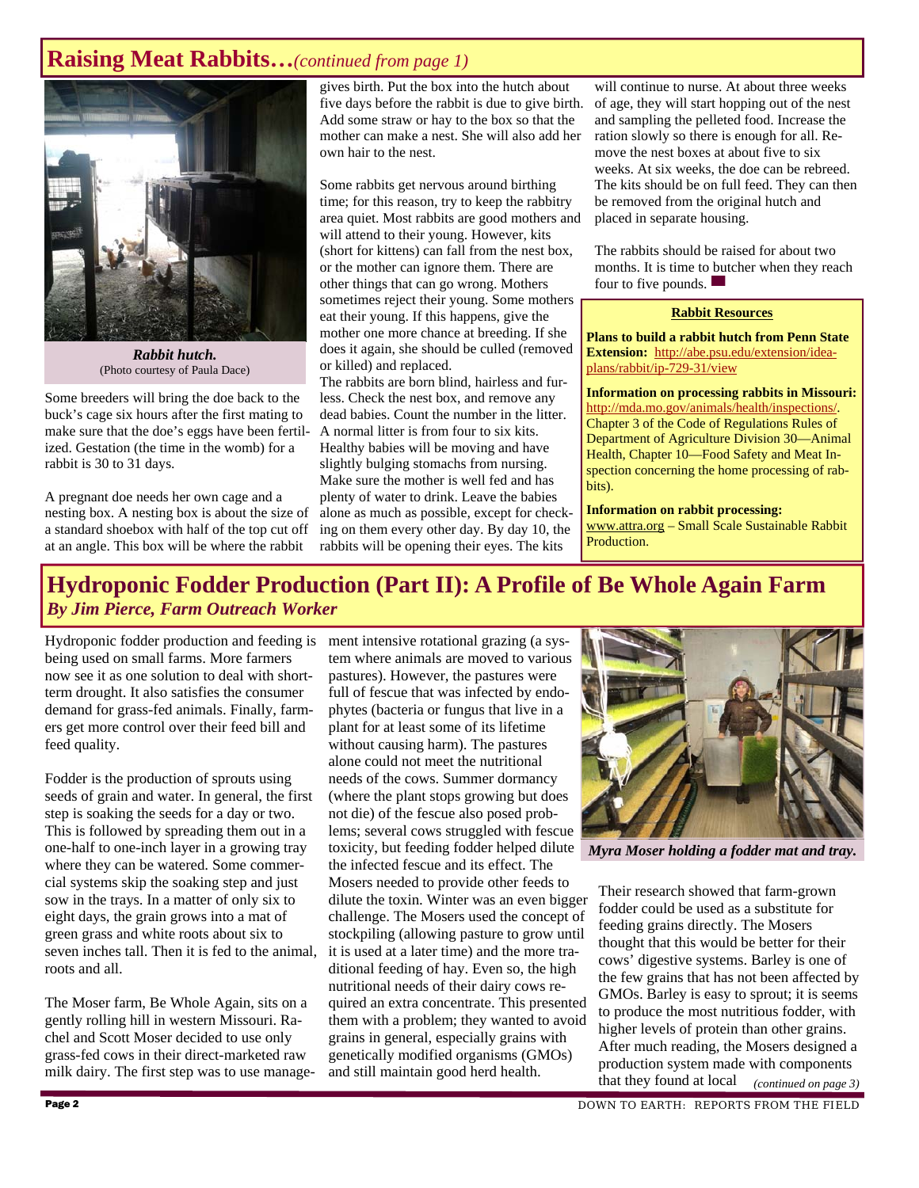## Raising Meat Rabbits…*(continued from page 1)*

***Rabbit hutch.***
(Photo courtesy of Paula Dace)

Some breeders will bring the doe back to the buck's cage six hours after the first mating to make sure that the doe's eggs have been fertilized. Gestation (the time in the womb) for a rabbit is 30 to 31 days.

A pregnant doe needs her own cage and a nesting box. A nesting box is about the size of a standard shoebox with half of the top cut off at an angle. This box will be where the rabbit gives birth. Put the box into the hutch about five days before the rabbit is due to give birth. Add some straw or hay to the box so that the mother can make a nest. She will also add her own hair to the nest.

Some rabbits get nervous around birthing time; for this reason, try to keep the rabbitry area quiet. Most rabbits are good mothers and will attend to their young. However, kits (short for kittens) can fall from the nest box, or the mother can ignore them. There are other things that can go wrong. Mothers sometimes reject their young. Some mothers eat their young. If this happens, give the mother one more chance at breeding. If she does it again, she should be culled (removed or killed) and replaced.

The rabbits are born blind, hairless and furless. Check the nest box, and remove any dead babies. Count the number in the litter. A normal litter is from four to six kits. Healthy babies will be moving and have slightly bulging stomachs from nursing. Make sure the mother is well fed and has plenty of water to drink. Leave the babies alone as much as possible, except for checking on them every other day. By day 10, the rabbits will be opening their eyes. The kits will continue to nurse. At about three weeks of age, they will start hopping out of the nest and sampling the pelleted food. Increase the ration slowly so there is enough for all. Remove the nest boxes at about five to six weeks. At six weeks, the doe can be rebreed. The kits should be on full feed. They can then be removed from the original hutch and placed in separate housing.

The rabbits should be raised for about two months. It is time to butcher when they reach four to five pounds.

**Rabbit Resources**

**Plans to build a rabbit hutch from Penn State Extension:** http://abe.psu.edu/extension/idea-plans/rabbit/ip-729-31/view

**Information on processing rabbits in Missouri:** http://mda.mo.gov/animals/health/inspections/. Chapter 3 of the Code of Regulations Rules of Department of Agriculture Division 30—Animal Health, Chapter 10—Food Safety and Meat Inspection concerning the home processing of rabbits).

**Information on rabbit processing:** www.attra.org – Small Scale Sustainable Rabbit Production.

## Hydroponic Fodder Production (Part II): A Profile of Be Whole Again Farm

***By Jim Pierce, Farm Outreach Worker***

Hydroponic fodder production and feeding is being used on small farms. More farmers now see it as one solution to deal with short-term drought. It also satisfies the consumer demand for grass-fed animals. Finally, farmers get more control over their feed bill and feed quality.

Fodder is the production of sprouts using seeds of grain and water. In general, the first step is soaking the seeds for a day or two. This is followed by spreading them out in a one-half to one-inch layer in a growing tray where they can be watered. Some commercial systems skip the soaking step and just sow in the trays. In a matter of only six to eight days, the grain grows into a mat of green grass and white roots about six to seven inches tall. Then it is fed to the animal, roots and all.

The Moser farm, Be Whole Again, sits on a gently rolling hill in western Missouri. Rachel and Scott Moser decided to use only grass-fed cows in their direct-marketed raw milk dairy. The first step was to use management intensive rotational grazing (a system where animals are moved to various pastures). However, the pastures were full of fescue that was infected by endophytes (bacteria or fungus that live in a plant for at least some of its lifetime without causing harm). The pastures alone could not meet the nutritional needs of the cows. Summer dormancy (where the plant stops growing but does not die) of the fescue also posed problems; several cows struggled with fescue toxicity, but feeding fodder helped dilute the infected fescue and its effect. The Mosers needed to provide other feeds to dilute the toxin. Winter was an even bigger challenge. The Mosers used the concept of stockpiling (allowing pasture to grow until it is used at a later time) and the more traditional feeding of hay. Even so, the high nutritional needs of their dairy cows required an extra concentrate. This presented them with a problem; they wanted to avoid grains in general, especially grains with genetically modified organisms (GMOs) and still maintain good herd health.

***Myra Moser holding a fodder mat and tray.***

Their research showed that farm-grown fodder could be used as a substitute for feeding grains directly. The Mosers thought that this would be better for their cows' digestive systems. Barley is one of the few grains that has not been affected by GMOs. Barley is easy to sprout; it is seems to produce the most nutritious fodder, with higher levels of protein than other grains. After much reading, the Mosers designed a production system made with components that they found at local *(continued on page 3)*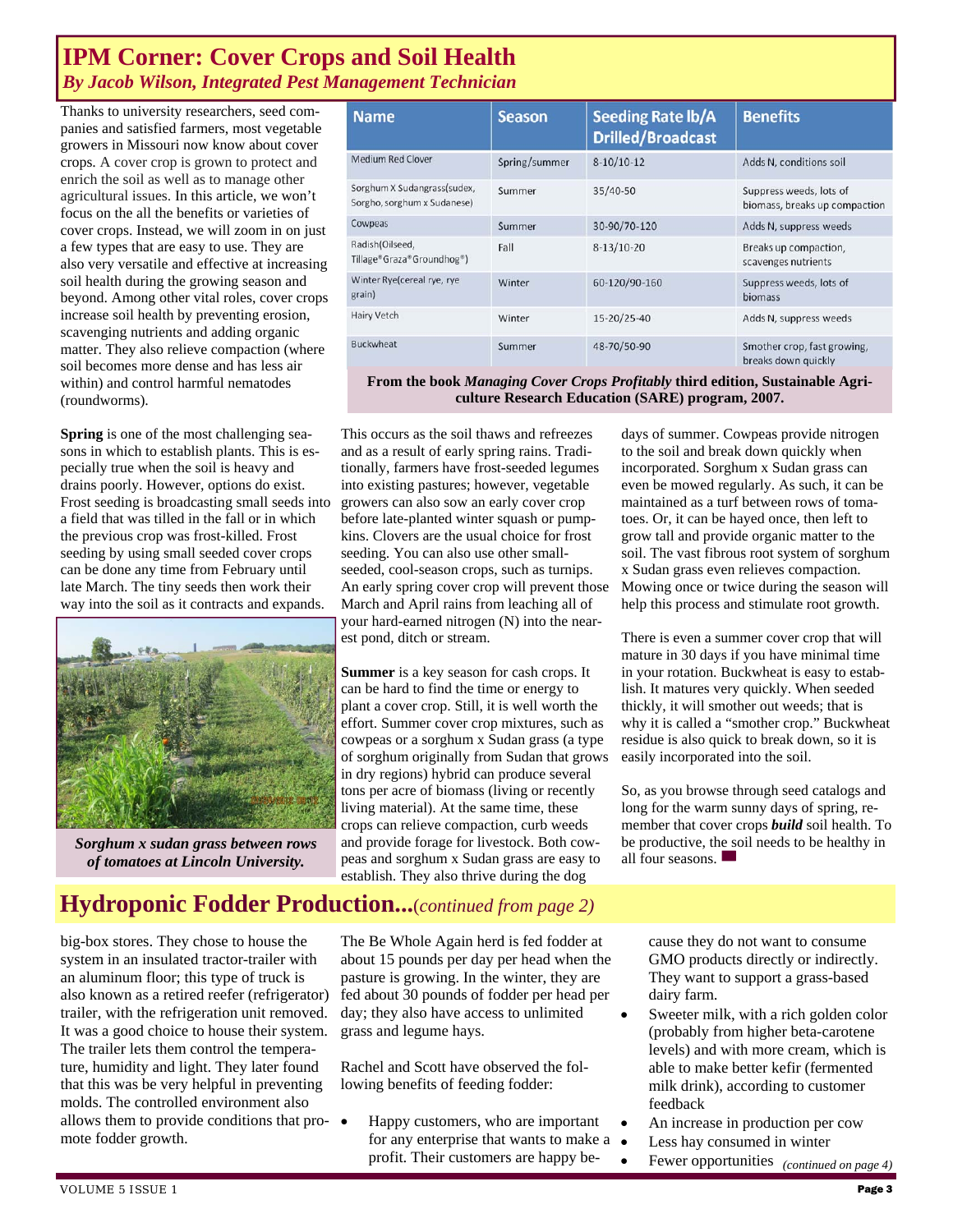# IPM Corner: Cover Crops and Soil Health

*By Jacob Wilson, Integrated Pest Management Technician*

Thanks to university researchers, seed companies and satisfied farmers, most vegetable growers in Missouri now know about cover crops. A cover crop is grown to protect and enrich the soil as well as to manage other agricultural issues. In this article, we won't focus on the all the benefits or varieties of cover crops. Instead, we will zoom in on just a few types that are easy to use. They are also very versatile and effective at increasing soil health during the growing season and beyond. Among other vital roles, cover crops increase soil health by preventing erosion, scavenging nutrients and adding organic matter. They also relieve compaction (where soil becomes more dense and has less air within) and control harmful nematodes (roundworms).

| Name | Season | Seeding Rate lb/A Drilled/Broadcast | Benefits |
|---|---|---|---|
| Medium Red Clover | Spring/summer | 8-10/10-12 | Adds N, conditions soil |
| Sorghum X Sudangrass(sudex, Sorgho, sorghum x Sudanese) | Summer | 35/40-50 | Suppress weeds, lots of biomass, breaks up compaction |
| Cowpeas | Summer | 30-90/70-120 | Adds N, suppress weeds |
| Radish(Oilseed, Tillage®Graza®Groundhog®) | Fall | 8-13/10-20 | Breaks up compaction, scavenges nutrients |
| Winter Rye(cereal rye, rye grain) | Winter | 60-120/90-160 | Suppress weeds, lots of biomass |
| Hairy Vetch | Winter | 15-20/25-40 | Adds N, suppress weeds |
| Buckwheat | Summer | 48-70/50-90 | Smother crop, fast growing, breaks down quickly |

**From the book *Managing Cover Crops Profitably* third edition, Sustainable Agriculture Research Education (SARE) program, 2007.**

**Spring** is one of the most challenging seasons in which to establish plants. This is especially true when the soil is heavy and drains poorly. However, options do exist. Frost seeding is broadcasting small seeds into a field that was tilled in the fall or in which the previous crop was frost-killed. Frost seeding by using small seeded cover crops can be done any time from February until late March. The tiny seeds then work their way into the soil as it contracts and expands. This occurs as the soil thaws and refreezes and as a result of early spring rains. Traditionally, farmers have frost-seeded legumes into existing pastures; however, vegetable growers can also sow an early cover crop before late-planted winter squash or pumpkins. Clovers are the usual choice for frost seeding. You can also use other small-seeded, cool-season crops, such as turnips. An early spring cover crop will prevent those March and April rains from leaching all of your hard-earned nitrogen (N) into the nearest pond, ditch or stream.

*Sorghum x sudan grass between rows of tomatoes at Lincoln University.*

**Summer** is a key season for cash crops. It can be hard to find the time or energy to plant a cover crop. Still, it is well worth the effort. Summer cover crop mixtures, such as cowpeas or a sorghum x Sudan grass (a type of sorghum originally from Sudan that grows in dry regions) hybrid can produce several tons per acre of biomass (living or recently living material). At the same time, these crops can relieve compaction, curb weeds and provide forage for livestock. Both cowpeas and sorghum x Sudan grass are easy to establish. They also thrive during the dog days of summer. Cowpeas provide nitrogen to the soil and break down quickly when incorporated. Sorghum x Sudan grass can even be mowed regularly. As such, it can be maintained as a turf between rows of tomatoes. Or, it can be hayed once, then left to grow tall and provide organic matter to the soil. The vast fibrous root system of sorghum x Sudan grass even relieves compaction. Mowing once or twice during the season will help this process and stimulate root growth.

There is even a summer cover crop that will mature in 30 days if you have minimal time in your rotation. Buckwheat is easy to establish. It matures very quickly. When seeded thickly, it will smother out weeds; that is why it is called a "smother crop." Buckwheat residue is also quick to break down, so it is easily incorporated into the soil.

So, as you browse through seed catalogs and long for the warm sunny days of spring, remember that cover crops ***build*** soil health. To be productive, the soil needs to be healthy in all four seasons.

# Hydroponic Fodder Production...*(continued from page 2)*

big-box stores. They chose to house the system in an insulated tractor-trailer with an aluminum floor; this type of truck is also known as a retired reefer (refrigerator) trailer, with the refrigeration unit removed. It was a good choice to house their system. The trailer lets them control the temperature, humidity and light. They later found that this was be very helpful in preventing molds. The controlled environment also allows them to provide conditions that promote fodder growth.

The Be Whole Again herd is fed fodder at about 15 pounds per day per head when the pasture is growing. In the winter, they are fed about 30 pounds of fodder per head per day; they also have access to unlimited grass and legume hays.

Rachel and Scott have observed the following benefits of feeding fodder:

- Happy customers, who are important for any enterprise that wants to make a profit. Their customers are happy because they do not want to consume GMO products directly or indirectly. They want to support a grass-based dairy farm.
- Sweeter milk, with a rich golden color (probably from higher beta-carotene levels) and with more cream, which is able to make better kefir (fermented milk drink), according to customer feedback
- An increase in production per cow
- Less hay consumed in winter
- Fewer opportunities *(continued on page 4)*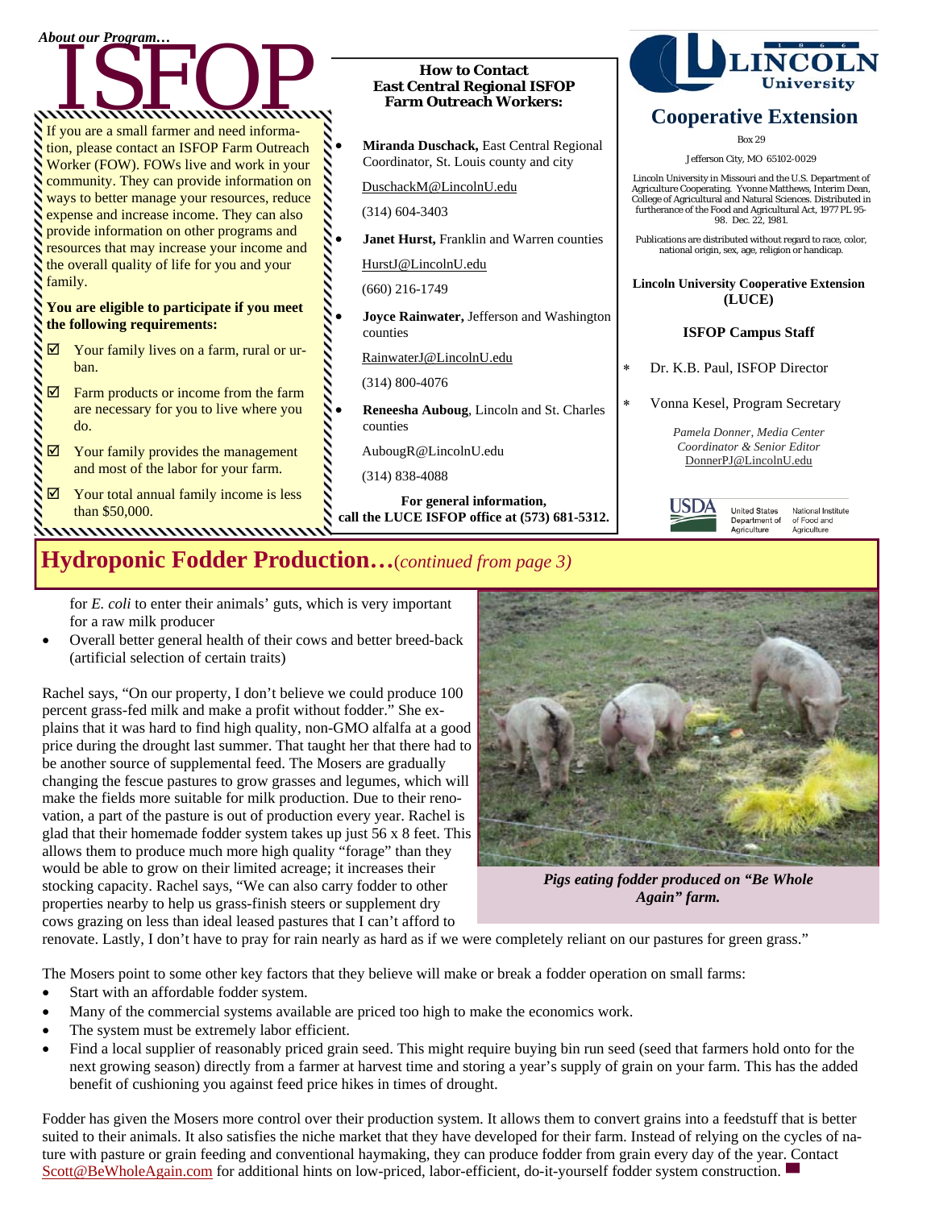*About our Program…*

# ISFOP

If you are a small farmer and need information, please contact an ISFOP Farm Outreach Worker (FOW). FOWs live and work in your community. They can provide information on ways to better manage your resources, reduce expense and increase income. They can also provide information on other programs and resources that may increase your income and the overall quality of life for you and your family.

**You are eligible to participate if you meet the following requirements:**

- ☑ Your family lives on a farm, rural or urban.
- ☑ Farm products or income from the farm are necessary for you to live where you do.
- ☑ Your family provides the management and most of the labor for your farm.
- ☑ Your total annual family income is less than $50,000.

**How to Contact East Central Regional ISFOP Farm Outreach Workers:**

- **Miranda Duschack,** East Central Regional Coordinator, St. Louis county and city

  DuschackM@LincolnU.edu

  (314) 604-3403
- **Janet Hurst,** Franklin and Warren counties

  HurstJ@LincolnU.edu

  (660) 216-1749
- **Joyce Rainwater,** Jefferson and Washington counties

  RainwaterJ@LincolnU.edu

  (314) 800-4076
- **Reneesha Auboug**, Lincoln and St. Charles counties

  AubougR@LincolnU.edu

  (314) 838-4088

**For general information, call the LUCE ISFOP office at (573) 681-5312.**

LINCOLN University 1866

## Cooperative Extension

Box 29

Jefferson City, MO 65102-0029

Lincoln University in Missouri and the U.S. Department of Agriculture Cooperating. Yvonne Matthews, Interim Dean, College of Agricultural and Natural Sciences. Distributed in furtherance of the Food and Agricultural Act, 1977 PL 95-98. Dec. 22, 1981.

Publications are distributed without regard to race, color, national origin, sex, age, religion or handicap.

**Lincoln University Cooperative Extension (LUCE)**

**ISFOP Campus Staff**

- Dr. K.B. Paul, ISFOP Director
- Vonna Kesel, Program Secretary

*Pamela Donner, Media Center Coordinator & Senior Editor*
DonnerPJ@LincolnU.edu

USDA United States Department of Agriculture — National Institute of Food and Agriculture

## Hydroponic Fodder Production…*(continued from page 3)*

- for *E. coli* to enter their animals' guts, which is very important for a raw milk producer
- Overall better general health of their cows and better breed-back (artificial selection of certain traits)

Rachel says, "On our property, I don't believe we could produce 100 percent grass-fed milk and make a profit without fodder." She explains that it was hard to find high quality, non-GMO alfalfa at a good price during the drought last summer. That taught her that there had to be another source of supplemental feed. The Mosers are gradually changing the fescue pastures to grow grasses and legumes, which will make the fields more suitable for milk production. Due to their renovation, a part of the pasture is out of production every year. Rachel is glad that their homemade fodder system takes up just 56 x 8 feet. This allows them to produce much more high quality "forage" than they would be able to grow on their limited acreage; it increases their stocking capacity. Rachel says, "We can also carry fodder to other properties nearby to help us grass-finish steers or supplement dry cows grazing on less than ideal leased pastures that I can't afford to renovate. Lastly, I don't have to pray for rain nearly as hard as if we were completely reliant on our pastures for green grass."

*Pigs eating fodder produced on "Be Whole Again" farm.*

The Mosers point to some other key factors that they believe will make or break a fodder operation on small farms:

- Start with an affordable fodder system.
- Many of the commercial systems available are priced too high to make the economics work.
- The system must be extremely labor efficient.
- Find a local supplier of reasonably priced grain seed. This might require buying bin run seed (seed that farmers hold onto for the next growing season) directly from a farmer at harvest time and storing a year's supply of grain on your farm. This has the added benefit of cushioning you against feed price hikes in times of drought.

Fodder has given the Mosers more control over their production system. It allows them to convert grains into a feedstuff that is better suited to their animals. It also satisfies the niche market that they have developed for their farm. Instead of relying on the cycles of nature with pasture or grain feeding and conventional haymaking, they can produce fodder from grain every day of the year. Contact Scott@BeWholeAgain.com for additional hints on low-priced, labor-efficient, do-it-yourself fodder system construction.